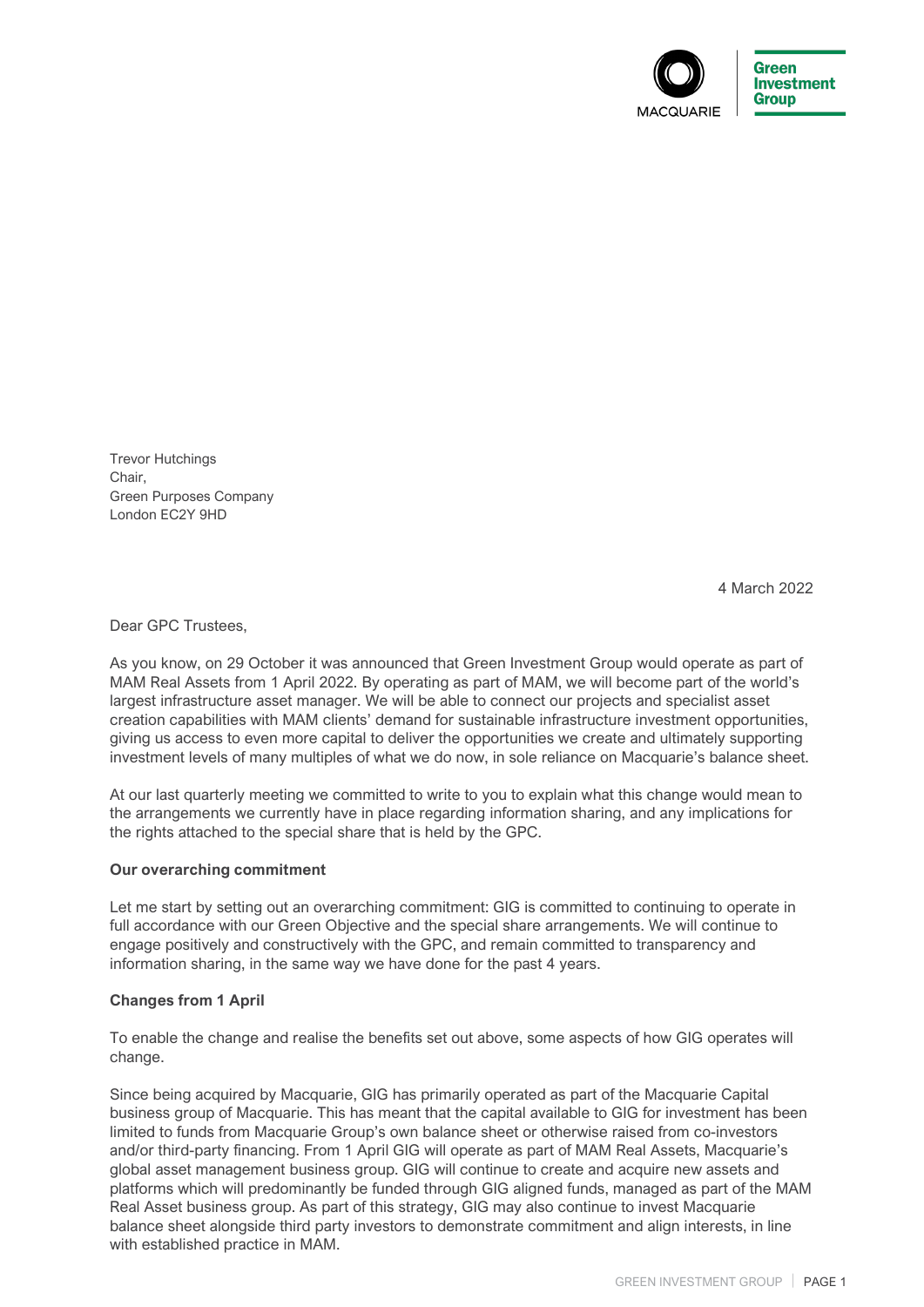Trevor Hutchings
Chair,
Green Purposes Company
London EC2Y 9HD

4 March 2022

Dear GPC Trustees,

As you know, on 29 October it was announced that Green Investment Group would operate as part of MAM Real Assets from 1 April 2022. By operating as part of MAM, we will become part of the world's largest infrastructure asset manager. We will be able to connect our projects and specialist asset creation capabilities with MAM clients' demand for sustainable infrastructure investment opportunities, giving us access to even more capital to deliver the opportunities we create and ultimately supporting investment levels of many multiples of what we do now, in sole reliance on Macquarie's balance sheet.

At our last quarterly meeting we committed to write to you to explain what this change would mean to the arrangements we currently have in place regarding information sharing, and any implications for the rights attached to the special share that is held by the GPC.

**Our overarching commitment**

Let me start by setting out an overarching commitment: GIG is committed to continuing to operate in full accordance with our Green Objective and the special share arrangements. We will continue to engage positively and constructively with the GPC, and remain committed to transparency and information sharing, in the same way we have done for the past 4 years.

**Changes from 1 April**

To enable the change and realise the benefits set out above, some aspects of how GIG operates will change.

Since being acquired by Macquarie, GIG has primarily operated as part of the Macquarie Capital business group of Macquarie. This has meant that the capital available to GIG for investment has been limited to funds from Macquarie Group's own balance sheet or otherwise raised from co-investors and/or third-party financing. From 1 April GIG will operate as part of MAM Real Assets, Macquarie's global asset management business group. GIG will continue to create and acquire new assets and platforms which will predominantly be funded through GIG aligned funds, managed as part of the MAM Real Asset business group. As part of this strategy, GIG may also continue to invest Macquarie balance sheet alongside third party investors to demonstrate commitment and align interests, in line with established practice in MAM.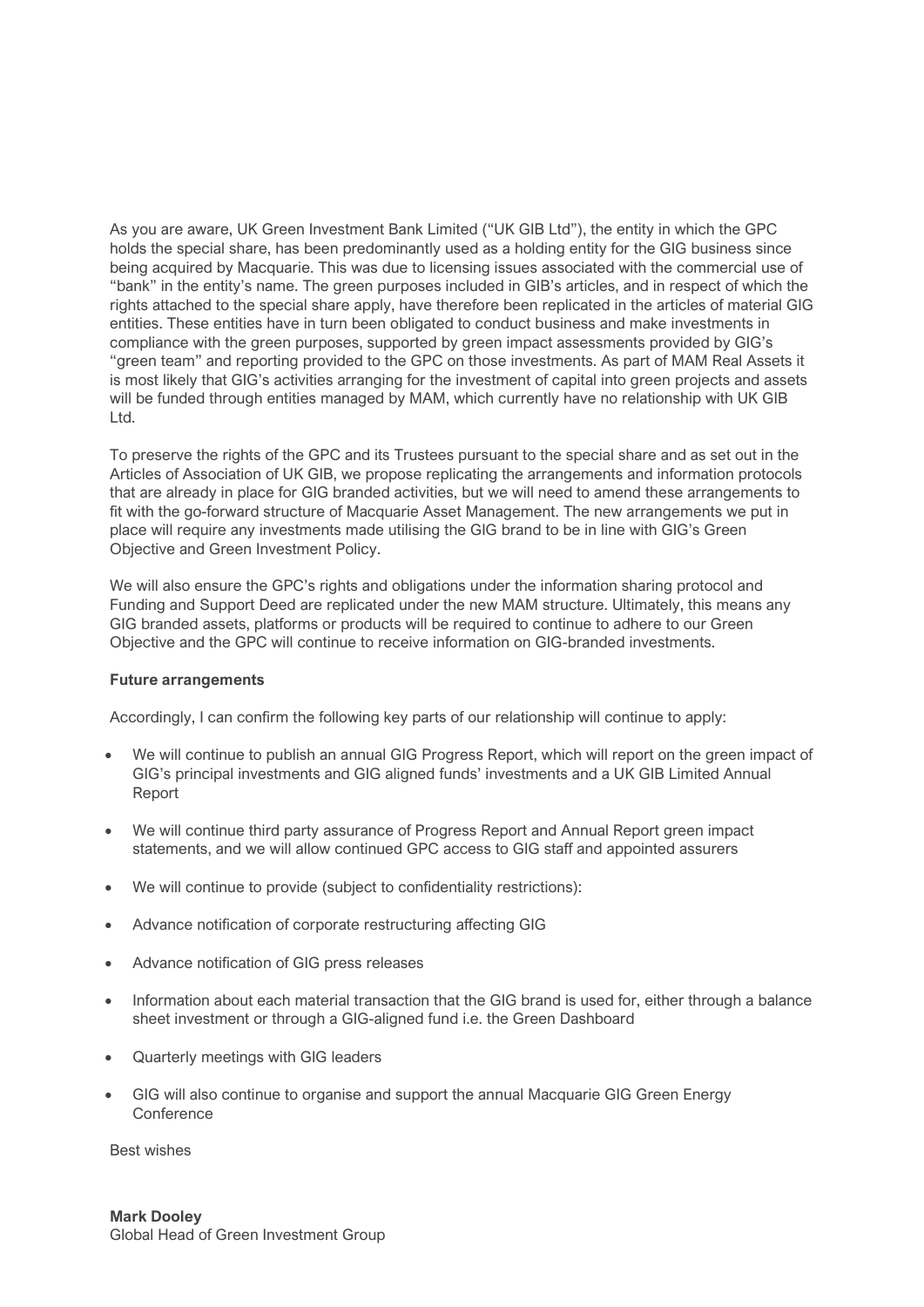As you are aware, UK Green Investment Bank Limited ("UK GIB Ltd"), the entity in which the GPC holds the special share, has been predominantly used as a holding entity for the GIG business since being acquired by Macquarie. This was due to licensing issues associated with the commercial use of "bank" in the entity's name. The green purposes included in GIB's articles, and in respect of which the rights attached to the special share apply, have therefore been replicated in the articles of material GIG entities. These entities have in turn been obligated to conduct business and make investments in compliance with the green purposes, supported by green impact assessments provided by GIG's "green team" and reporting provided to the GPC on those investments. As part of MAM Real Assets it is most likely that GIG's activities arranging for the investment of capital into green projects and assets will be funded through entities managed by MAM, which currently have no relationship with UK GIB Ltd.

To preserve the rights of the GPC and its Trustees pursuant to the special share and as set out in the Articles of Association of UK GIB, we propose replicating the arrangements and information protocols that are already in place for GIG branded activities, but we will need to amend these arrangements to fit with the go-forward structure of Macquarie Asset Management. The new arrangements we put in place will require any investments made utilising the GIG brand to be in line with GIG's Green Objective and Green Investment Policy.

We will also ensure the GPC's rights and obligations under the information sharing protocol and Funding and Support Deed are replicated under the new MAM structure. Ultimately, this means any GIG branded assets, platforms or products will be required to continue to adhere to our Green Objective and the GPC will continue to receive information on GIG-branded investments.

**Future arrangements**

Accordingly, I can confirm the following key parts of our relationship will continue to apply:

- We will continue to publish an annual GIG Progress Report, which will report on the green impact of GIG's principal investments and GIG aligned funds' investments and a UK GIB Limited Annual Report
- We will continue third party assurance of Progress Report and Annual Report green impact statements, and we will allow continued GPC access to GIG staff and appointed assurers
- We will continue to provide (subject to confidentiality restrictions):
- Advance notification of corporate restructuring affecting GIG
- Advance notification of GIG press releases
- Information about each material transaction that the GIG brand is used for, either through a balance sheet investment or through a GIG-aligned fund i.e. the Green Dashboard
- Quarterly meetings with GIG leaders
- GIG will also continue to organise and support the annual Macquarie GIG Green Energy Conference

Best wishes

**Mark Dooley**
Global Head of Green Investment Group